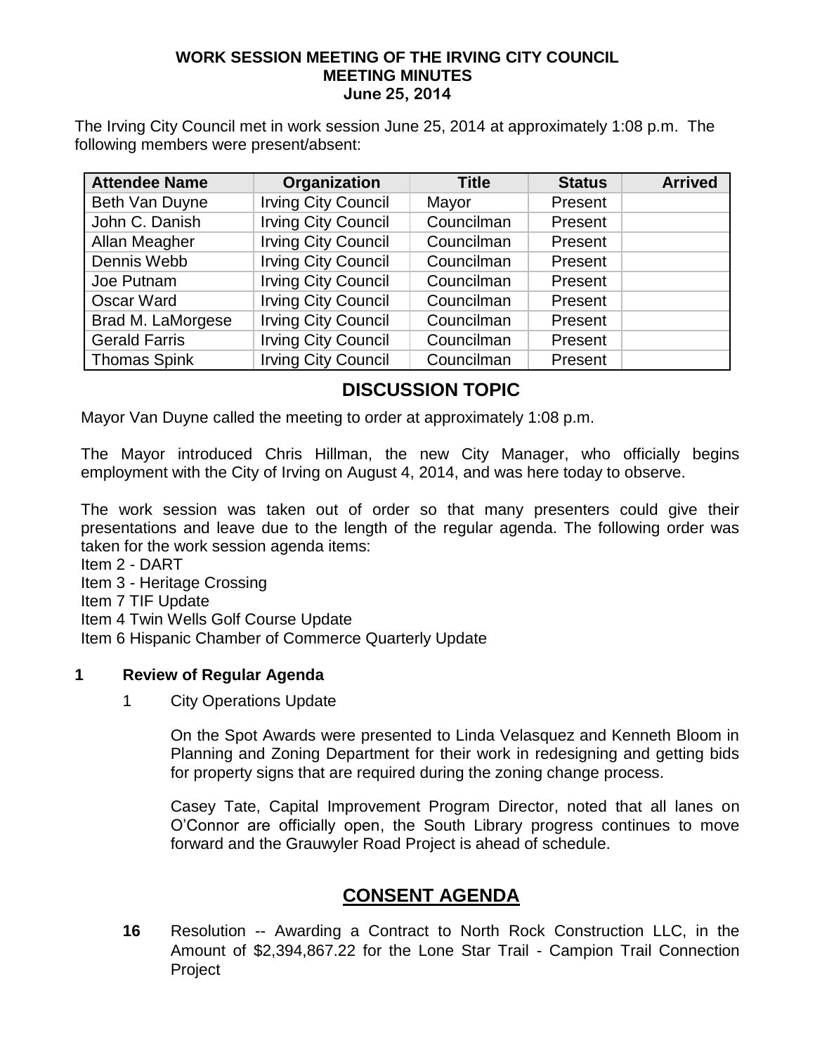**WORK SESSION MEETING OF THE IRVING CITY COUNCIL**
**MEETING MINUTES**
**June 25, 2014**

The Irving City Council met in work session June 25, 2014 at approximately 1:08 p.m. The following members were present/absent:

| Attendee Name | Organization | Title | Status | Arrived |
|---|---|---|---|---|
| Beth Van Duyne | Irving City Council | Mayor | Present | |
| John C. Danish | Irving City Council | Councilman | Present | |
| Allan Meagher | Irving City Council | Councilman | Present | |
| Dennis Webb | Irving City Council | Councilman | Present | |
| Joe Putnam | Irving City Council | Councilman | Present | |
| Oscar Ward | Irving City Council | Councilman | Present | |
| Brad M. LaMorgese | Irving City Council | Councilman | Present | |
| Gerald Farris | Irving City Council | Councilman | Present | |
| Thomas Spink | Irving City Council | Councilman | Present | |

## DISCUSSION TOPIC

Mayor Van Duyne called the meeting to order at approximately 1:08 p.m.

The Mayor introduced Chris Hillman, the new City Manager, who officially begins employment with the City of Irving on August 4, 2014, and was here today to observe.

The work session was taken out of order so that many presenters could give their presentations and leave due to the length of the regular agenda. The following order was taken for the work session agenda items:

Item 2 - DART
Item 3 - Heritage Crossing
Item 7 TIF Update
Item 4 Twin Wells Golf Course Update
Item 6 Hispanic Chamber of Commerce Quarterly Update

### 1 Review of Regular Agenda

1 City Operations Update

On the Spot Awards were presented to Linda Velasquez and Kenneth Bloom in Planning and Zoning Department for their work in redesigning and getting bids for property signs that are required during the zoning change process.

Casey Tate, Capital Improvement Program Director, noted that all lanes on O'Connor are officially open, the South Library progress continues to move forward and the Grauwyler Road Project is ahead of schedule.

## CONSENT AGENDA

**16** Resolution -- Awarding a Contract to North Rock Construction LLC, in the Amount of $2,394,867.22 for the Lone Star Trail - Campion Trail Connection Project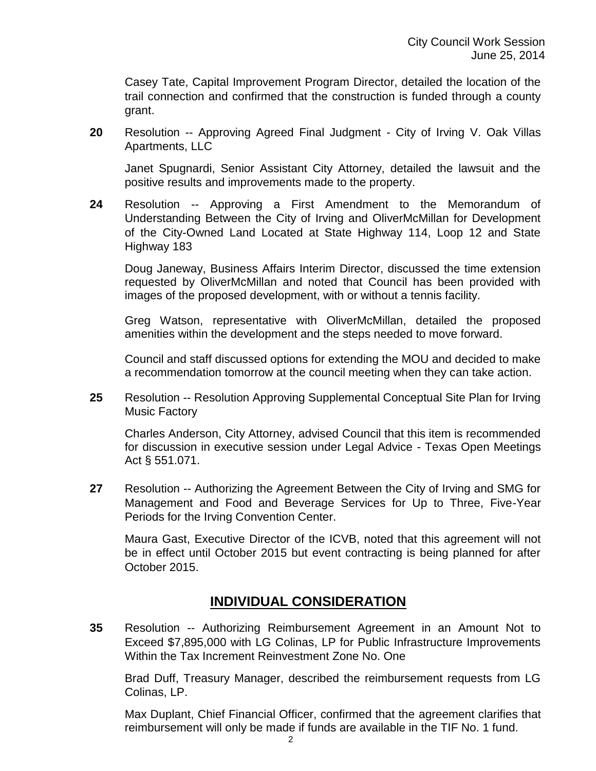Casey Tate, Capital Improvement Program Director, detailed the location of the trail connection and confirmed that the construction is funded through a county grant.

**20** Resolution -- Approving Agreed Final Judgment - City of Irving V. Oak Villas Apartments, LLC

Janet Spugnardi, Senior Assistant City Attorney, detailed the lawsuit and the positive results and improvements made to the property.

**24** Resolution -- Approving a First Amendment to the Memorandum of Understanding Between the City of Irving and OliverMcMillan for Development of the City-Owned Land Located at State Highway 114, Loop 12 and State Highway 183

Doug Janeway, Business Affairs Interim Director, discussed the time extension requested by OliverMcMillan and noted that Council has been provided with images of the proposed development, with or without a tennis facility.

Greg Watson, representative with OliverMcMillan, detailed the proposed amenities within the development and the steps needed to move forward.

Council and staff discussed options for extending the MOU and decided to make a recommendation tomorrow at the council meeting when they can take action.

**25** Resolution -- Resolution Approving Supplemental Conceptual Site Plan for Irving Music Factory

Charles Anderson, City Attorney, advised Council that this item is recommended for discussion in executive session under Legal Advice - Texas Open Meetings Act § 551.071.

**27** Resolution -- Authorizing the Agreement Between the City of Irving and SMG for Management and Food and Beverage Services for Up to Three, Five-Year Periods for the Irving Convention Center.

Maura Gast, Executive Director of the ICVB, noted that this agreement will not be in effect until October 2015 but event contracting is being planned for after October 2015.

## INDIVIDUAL CONSIDERATION

**35** Resolution -- Authorizing Reimbursement Agreement in an Amount Not to Exceed $7,895,000 with LG Colinas, LP for Public Infrastructure Improvements Within the Tax Increment Reinvestment Zone No. One

Brad Duff, Treasury Manager, described the reimbursement requests from LG Colinas, LP.

Max Duplant, Chief Financial Officer, confirmed that the agreement clarifies that reimbursement will only be made if funds are available in the TIF No. 1 fund.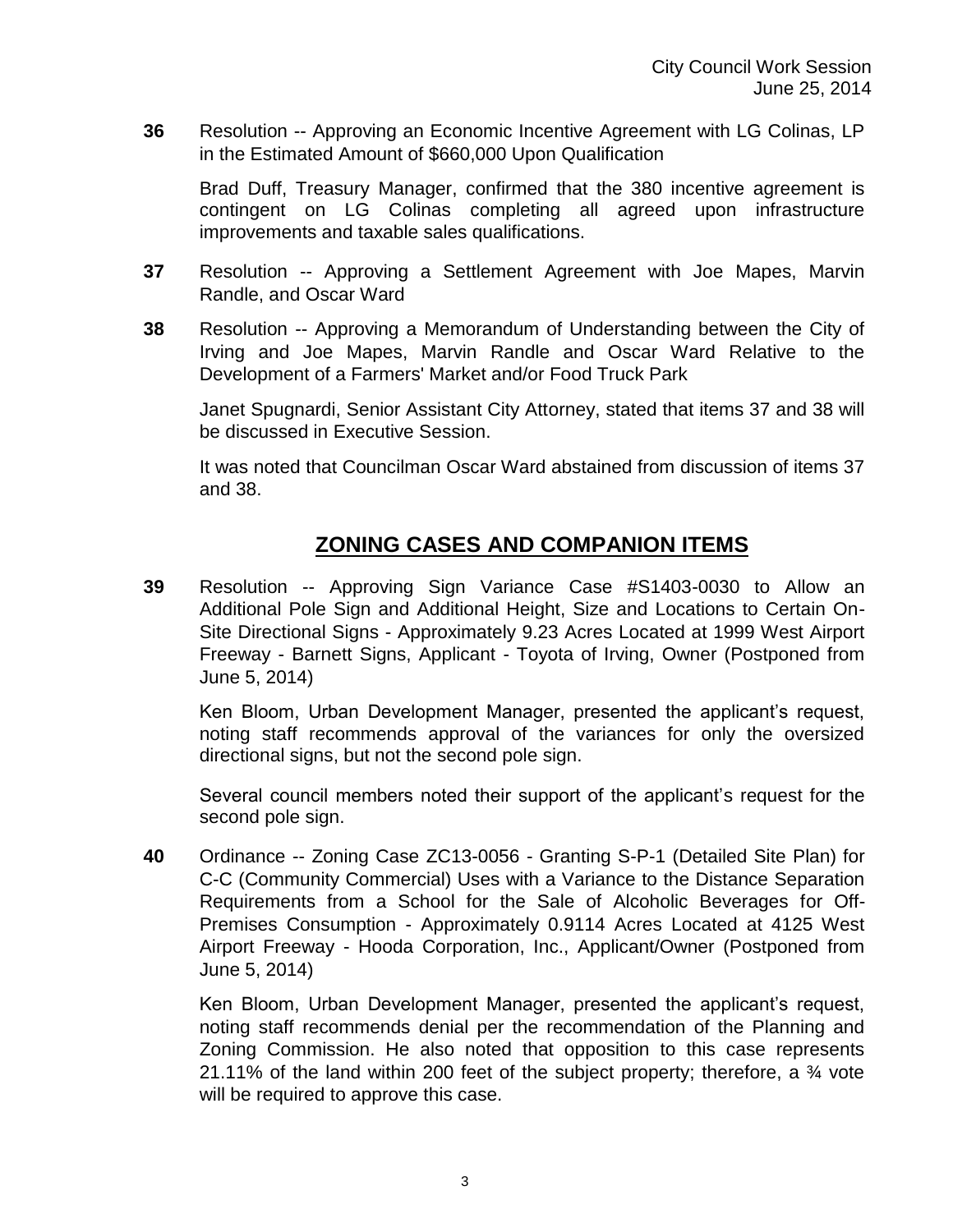**36** Resolution -- Approving an Economic Incentive Agreement with LG Colinas, LP in the Estimated Amount of $660,000 Upon Qualification

Brad Duff, Treasury Manager, confirmed that the 380 incentive agreement is contingent on LG Colinas completing all agreed upon infrastructure improvements and taxable sales qualifications.

**37** Resolution -- Approving a Settlement Agreement with Joe Mapes, Marvin Randle, and Oscar Ward

**38** Resolution -- Approving a Memorandum of Understanding between the City of Irving and Joe Mapes, Marvin Randle and Oscar Ward Relative to the Development of a Farmers' Market and/or Food Truck Park

Janet Spugnardi, Senior Assistant City Attorney, stated that items 37 and 38 will be discussed in Executive Session.

It was noted that Councilman Oscar Ward abstained from discussion of items 37 and 38.

## ZONING CASES AND COMPANION ITEMS

**39** Resolution -- Approving Sign Variance Case #S1403-0030 to Allow an Additional Pole Sign and Additional Height, Size and Locations to Certain On-Site Directional Signs - Approximately 9.23 Acres Located at 1999 West Airport Freeway - Barnett Signs, Applicant - Toyota of Irving, Owner (Postponed from June 5, 2014)

Ken Bloom, Urban Development Manager, presented the applicant's request, noting staff recommends approval of the variances for only the oversized directional signs, but not the second pole sign.

Several council members noted their support of the applicant's request for the second pole sign.

**40** Ordinance -- Zoning Case ZC13-0056 - Granting S-P-1 (Detailed Site Plan) for C-C (Community Commercial) Uses with a Variance to the Distance Separation Requirements from a School for the Sale of Alcoholic Beverages for Off-Premises Consumption - Approximately 0.9114 Acres Located at 4125 West Airport Freeway - Hooda Corporation, Inc., Applicant/Owner (Postponed from June 5, 2014)

Ken Bloom, Urban Development Manager, presented the applicant's request, noting staff recommends denial per the recommendation of the Planning and Zoning Commission. He also noted that opposition to this case represents 21.11% of the land within 200 feet of the subject property; therefore, a ¾ vote will be required to approve this case.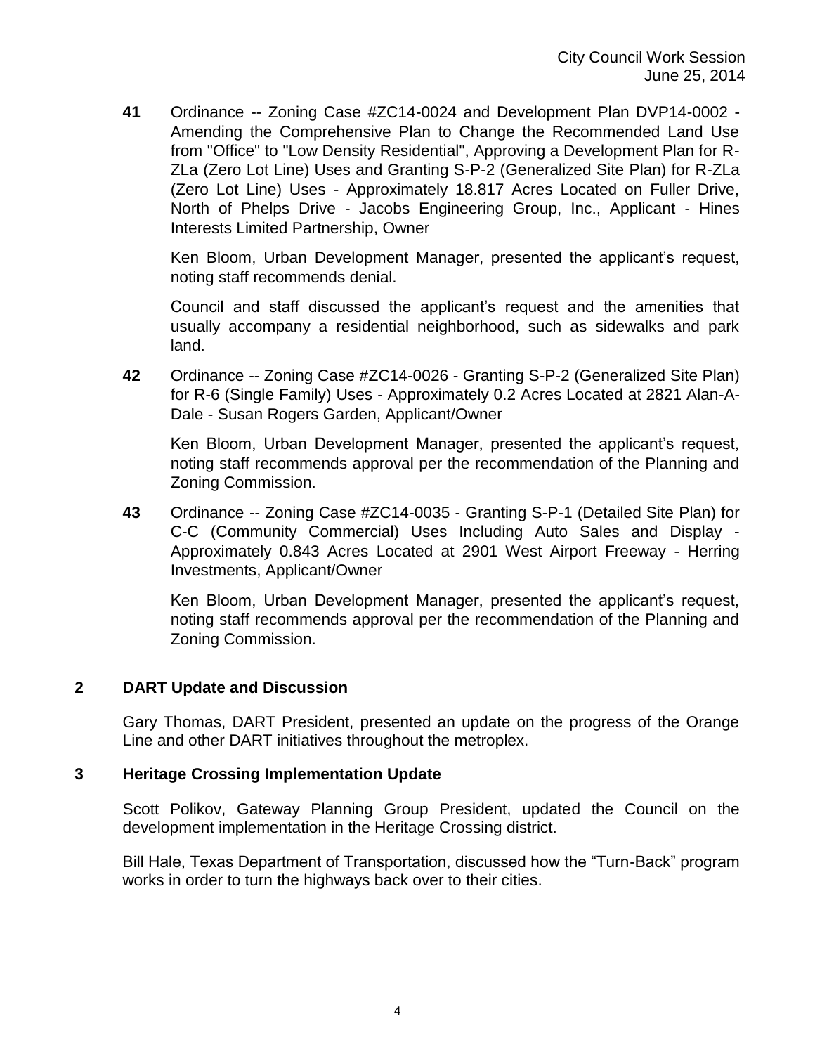**41** Ordinance -- Zoning Case #ZC14-0024 and Development Plan DVP14-0002 - Amending the Comprehensive Plan to Change the Recommended Land Use from "Office" to "Low Density Residential", Approving a Development Plan for R-ZLa (Zero Lot Line) Uses and Granting S-P-2 (Generalized Site Plan) for R-ZLa (Zero Lot Line) Uses - Approximately 18.817 Acres Located on Fuller Drive, North of Phelps Drive - Jacobs Engineering Group, Inc., Applicant - Hines Interests Limited Partnership, Owner

Ken Bloom, Urban Development Manager, presented the applicant's request, noting staff recommends denial.

Council and staff discussed the applicant's request and the amenities that usually accompany a residential neighborhood, such as sidewalks and park land.

**42** Ordinance -- Zoning Case #ZC14-0026 - Granting S-P-2 (Generalized Site Plan) for R-6 (Single Family) Uses - Approximately 0.2 Acres Located at 2821 Alan-A-Dale - Susan Rogers Garden, Applicant/Owner

Ken Bloom, Urban Development Manager, presented the applicant's request, noting staff recommends approval per the recommendation of the Planning and Zoning Commission.

**43** Ordinance -- Zoning Case #ZC14-0035 - Granting S-P-1 (Detailed Site Plan) for C-C (Community Commercial) Uses Including Auto Sales and Display - Approximately 0.843 Acres Located at 2901 West Airport Freeway - Herring Investments, Applicant/Owner

Ken Bloom, Urban Development Manager, presented the applicant's request, noting staff recommends approval per the recommendation of the Planning and Zoning Commission.

## 2 DART Update and Discussion

Gary Thomas, DART President, presented an update on the progress of the Orange Line and other DART initiatives throughout the metroplex.

## 3 Heritage Crossing Implementation Update

Scott Polikov, Gateway Planning Group President, updated the Council on the development implementation in the Heritage Crossing district.

Bill Hale, Texas Department of Transportation, discussed how the "Turn-Back" program works in order to turn the highways back over to their cities.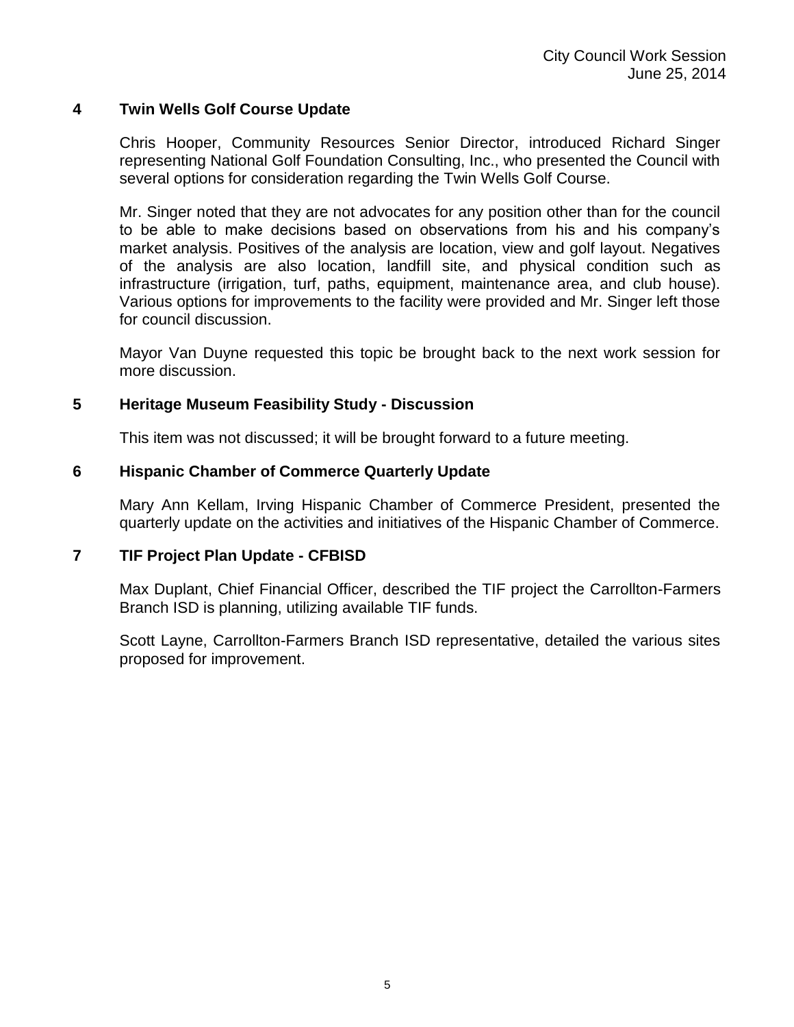## 4 Twin Wells Golf Course Update

Chris Hooper, Community Resources Senior Director, introduced Richard Singer representing National Golf Foundation Consulting, Inc., who presented the Council with several options for consideration regarding the Twin Wells Golf Course.

Mr. Singer noted that they are not advocates for any position other than for the council to be able to make decisions based on observations from his and his company's market analysis. Positives of the analysis are location, view and golf layout. Negatives of the analysis are also location, landfill site, and physical condition such as infrastructure (irrigation, turf, paths, equipment, maintenance area, and club house). Various options for improvements to the facility were provided and Mr. Singer left those for council discussion.

Mayor Van Duyne requested this topic be brought back to the next work session for more discussion.

## 5 Heritage Museum Feasibility Study - Discussion

This item was not discussed; it will be brought forward to a future meeting.

## 6 Hispanic Chamber of Commerce Quarterly Update

Mary Ann Kellam, Irving Hispanic Chamber of Commerce President, presented the quarterly update on the activities and initiatives of the Hispanic Chamber of Commerce.

## 7 TIF Project Plan Update - CFBISD

Max Duplant, Chief Financial Officer, described the TIF project the Carrollton-Farmers Branch ISD is planning, utilizing available TIF funds.

Scott Layne, Carrollton-Farmers Branch ISD representative, detailed the various sites proposed for improvement.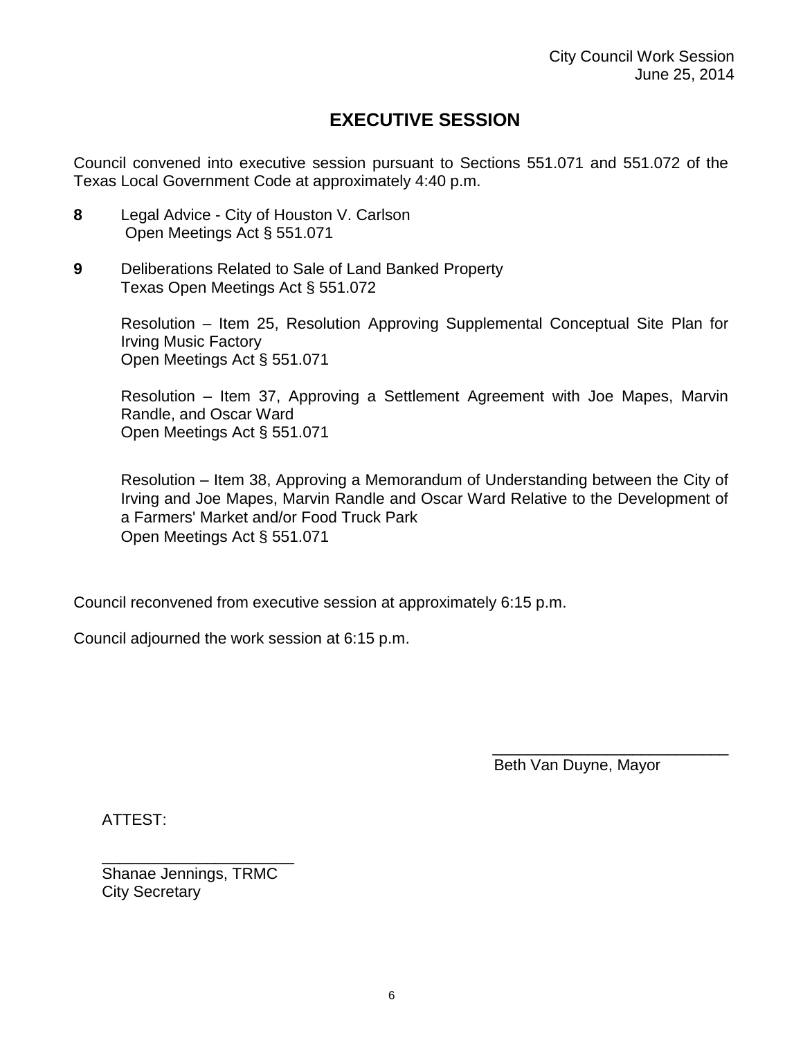City Council Work Session
June 25, 2014

# EXECUTIVE SESSION

Council convened into executive session pursuant to Sections 551.071 and 551.072 of the Texas Local Government Code at approximately 4:40 p.m.

**8** Legal Advice - City of Houston V. Carlson
Open Meetings Act § 551.071

**9** Deliberations Related to Sale of Land Banked Property
Texas Open Meetings Act § 551.072

Resolution – Item 25, Resolution Approving Supplemental Conceptual Site Plan for Irving Music Factory
Open Meetings Act § 551.071

Resolution – Item 37, Approving a Settlement Agreement with Joe Mapes, Marvin Randle, and Oscar Ward
Open Meetings Act § 551.071

Resolution – Item 38, Approving a Memorandum of Understanding between the City of Irving and Joe Mapes, Marvin Randle and Oscar Ward Relative to the Development of a Farmers' Market and/or Food Truck Park
Open Meetings Act § 551.071

Council reconvened from executive session at approximately 6:15 p.m.

Council adjourned the work session at 6:15 p.m.

___________________________
Beth Van Duyne, Mayor

ATTEST:

______________________
Shanae Jennings, TRMC
City Secretary